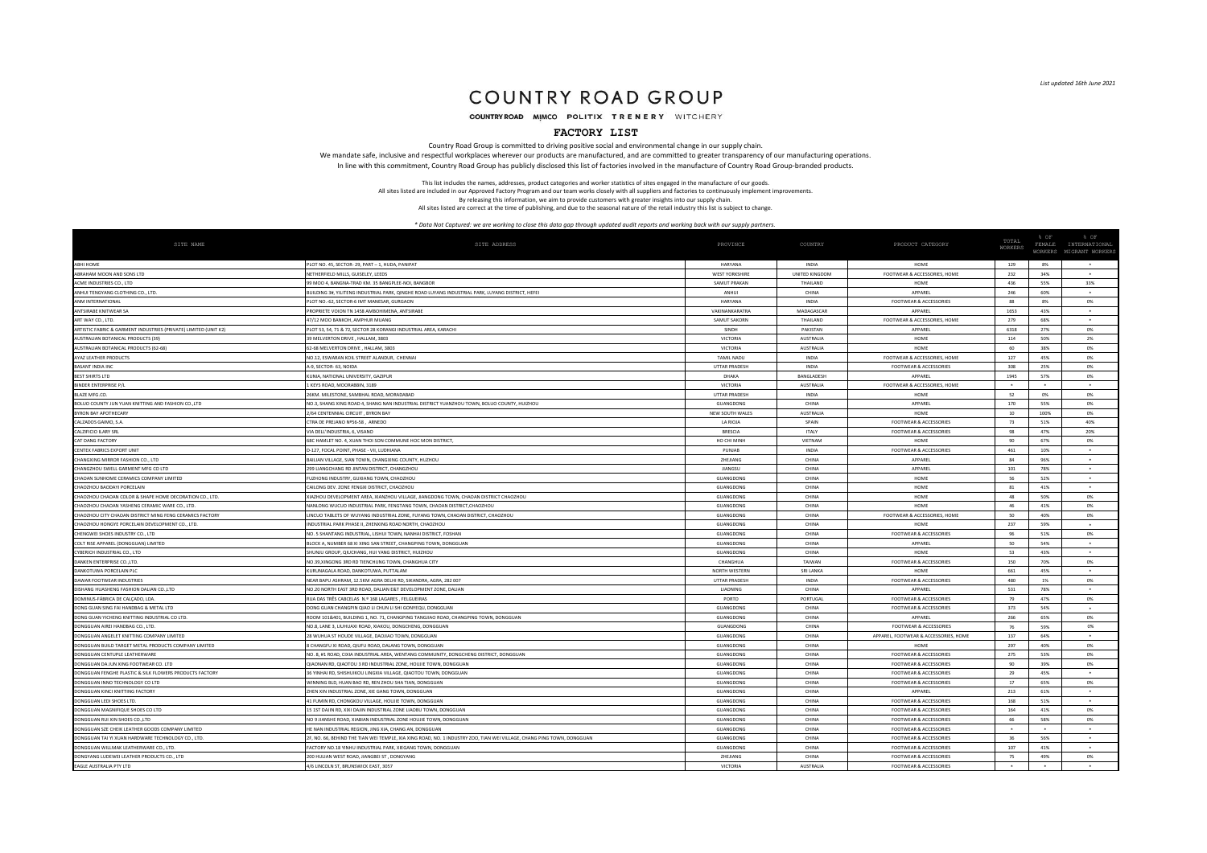*List updated 16th June 2021*

# COUNTRY ROAD GROUP

COUNTRY ROAD MIMCO POLITIX TRENERY WITCHERY

## FACTORY LIST

Country Road Group is committed to driving positive social and environmental change in our supply chain.
We mandate safe, inclusive and respectful workplaces wherever our products are manufactured, and are committed to greater transparency of our manufacturing operations.
In line with this commitment, Country Road Group has publicly disclosed this list of factories involved in the manufacture of Country Road Group-branded products.

This list includes the names, addresses, product categories and worker statistics of sites engaged in the manufacture of our goods.
All sites listed are included in our Approved Factory Program and our team works closely with all suppliers and factories to continuously implement improvements.
By releasing this information, we aim to provide customers with greater insights into our supply chain.
All sites listed are correct at the time of publishing, and due to the seasonal nature of the retail industry this list is subject to change.

*\* Data Not Captured: we are working to close this data gap through updated audit reports and working back with our supply partners.*

| SITE NAME | SITE ADDRESS | PROVINCE | COUNTRY | PRODUCT CATEGORY | TOTAL WORKERS | % OF FEMALE WORKERS | % OF INTERNATIONAL MIGRANT WORKERS |
|---|---|---|---|---|---|---|---|
| ABHI HOME | PLOT NO. 45, SECTOR- 29, PART – 1, HUDA, PANIPAT | HARYANA | INDIA | HOME | 129 | 8% | * |
| ABRAHAM MOON AND SONS LTD | NETHERFIELD MILLS, GUISELEY, LEEDS | WEST YORKSHIRE | UNITED KINGDOM | FOOTWEAR & ACCESSORIES, HOME | 232 | 34% | * |
| ACME INDUSTRIES CO., LTD | 99 MOO 4, BANGNA-TRAD KM. 35 BANGPLEE-NOI, BANGBOR | SAMUT PRAKAN | THAILAND | HOME | 436 | 55% | 33% |
| ANHUI TENGYANG CLOTHING CO., LTD. | BUILDING 3#, YILITENG INDUSTRIAL PARK, QINGHE ROAD LUYANG INDUSTRIAL PARK, LUYANG DISTRICT, HEFEI | ANHUI | CHINA | APPAREL | 246 | 60% | * |
| ANM INTERNATIONAL | PLOT NO.-62, SECTOR-6 IMT MANESAR, GURGAON | HARYANA | INDIA | FOOTWEAR & ACCESSORIES | 88 | 8% | 0% |
| ANTSIRABE KNITWEAR SA | PROPRIETE VOION TN 1458 AMBOHIMENA, ANTSIRABE | VAKINANKARATRA | MADAGASCAR | APPAREL | 1653 | 43% | * |
| ART WAY CO., LTD. | 47/12 MOO BANKOH, AMPHUR MUANG | SAMUT SAKORN | THAILAND | FOOTWEAR & ACCESSORIES, HOME | 279 | 68% | * |
| ARTISTIC FABRIC & GARMENT INDUSTRIES (PRIVATE) LIMITED (UNIT K2) | PLOT 53, 54, 71 & 72, SECTOR 28 KORANGI INDUSTRIAL AREA, KARACHI | SINDH | PAKISTAN | APPAREL | 6318 | 27% | 0% |
| AUSTRALIAN BOTANICAL PRODUCTS (39) | 39 MELVERTON DRIVE , HALLAM, 3803 | VICTORIA | AUSTRALIA | HOME | 114 | 50% | 2% |
| AUSTRALIAN BOTANICAL PRODUCTS (62-68) | 62-68 MELVERTON DRIVE , HALLAM, 3803 | VICTORIA | AUSTRALIA | HOME | 60 | 38% | 0% |
| AYAZ LEATHER PRODUCTS | NO.12, ESWARAN KOIL STREET ALANDUR, CHENNAI | TAMIL NADU | INDIA | FOOTWEAR & ACCESSORIES, HOME | 127 | 45% | 0% |
| BASANT INDIA INC | A-9, SECTOR- 63, NOIDA | UTTAR PRADESH | INDIA | FOOTWEAR & ACCESSORIES | 308 | 25% | 0% |
| BEST SHIRTS LTD | KUNIA, NATIONAL UNIVERSITY, GAZIPUR | DHAKA | BANGLADESH | APPAREL | 1945 | 57% | 0% |
| BINDER ENTERPRISE P/L | 1 KEYS ROAD, MOORABBIN, 3189 | VICTORIA | AUSTRALIA | FOOTWEAR & ACCESSORIES, HOME | * | * | * |
| BLAZE MFG.CO. | 26KM. MILESTONE, SAMBHAL ROAD, MORADABAD | UTTAR PRADESH | INDIA | HOME | 52 | 0% | 0% |
| BOLUO COUNTY JUN YUAN KNITTING AND FASHION CO.,LTD | NO.3, SHANG XING ROAD 4, SHANG NAN INDUSTRIAL DISTRICT YUANZHOU TOWN, BOLUO COUNTY, HUIZHOU | GUANGDONG | CHINA | APPAREL | 170 | 55% | 0% |
| BYRON BAY APOTHECARY | 2/64 CENTENNIAL CIRCUIT , BYRON BAY | NEW SOUTH WALES | AUSTRALIA | HOME | 10 | 100% | 0% |
| CALZADOS GAIMO, S.A. | CTRA DE PREJANO Nº56-58 , ARNEDO | LA RIOJA | SPAIN | FOOTWEAR & ACCESSORIES | 73 | 51% | 40% |
| CALZIFICIO ILARY SRL | VIA DELL'INDUSTRIA, 6, VISANO | BRESCIA | ITALY | FOOTWEAR & ACCESSORIES | 98 | 47% | 20% |
| CAT DANG FACTORY | 68C HAMLET NO. 4, XUAN THOI SON COMMUNE HOC MON DISTRICT, | HO CHI MINH | VIETNAM | HOME | 90 | 67% | 0% |
| CENTEX FABRICS EXPORT UNIT | D-127, FOCAL POINT, PHASE - VIII, LUDHIANA | PUNJAB | INDIA | FOOTWEAR & ACCESSORIES | 461 | 10% | * |
| CHANGXING MIRROR FASHION CO., LTD | BAILIAN VILLAGE, SIAN TOWN, CHANGXING COUNTY, HUZHOU | ZHEJIANG | CHINA | APPAREL | 84 | 96% | * |
| CHANGZHOU SWELL GARMENT MFG CO LTD | 299 LIANGCHANG RD JINTAN DISTRICT, CHANGZHOU | JIANGSU | CHINA | APPAREL | 101 | 78% | * |
| CHAOAN SUNHOME CERAMICS COMPANY LIMITED | FUZHONG INDUSTRY, GUXIANG TOWN, CHAOZHOU | GUANGDONG | CHINA | HOME | 56 | 52% | * |
| CHAOZHOU BAODAYI PORCELAIN | CAILONG DEV. ZONE FENGXI DISTRICT, CHAOZHOU | GUANGDONG | CHINA | HOME | 81 | 41% | * |
| CHAOZHOU CHAOAN COLOR & SHAPE HOME DECORATION CO., LTD. | XIAZHOU DEVELOPMENT AREA, XIANZHOU VILLAGE, JIANGDONG TOWN, CHAOAN DISTRICT CHAOZHOU | GUANGDONG | CHINA | HOME | 48 | 50% | 0% |
| CHAOZHOU CHAOAN YASHENG CERAMIC WARE CO., LTD. | NANLONG WUCUO INDUSTRIAL PARK, FENGTANG TOWN, CHAOAN DISTRICT,CHAOZHOU | GUANGDONG | CHINA | HOME | 46 | 41% | 0% |
| CHAOZHOU CITY CHAOAN DISTRICT MING FENG CERAMICS FACTORY | LINCUO TABLETS OF WUYANG INDUSTRIAL ZONE, FUYANG TOWN, CHAOAN DISTRICT, CHAOZHOU | GUANGDONG | CHINA | FOOTWEAR & ACCESSORIES, HOME | 50 | 40% | 0% |
| CHAOZHOU HONGYE PORCELAIN DEVELOPMENT CO., LTD. | INDUSTRIAL PARK PHASE II, ZHENXING ROAD NORTH, CHAOZHOU | GUANGDONG | CHINA | HOME | 237 | 59% | * |
| CHENGWEI SHOES INDUSTRY CO., LTD | NO. 5 SHANTANG INDUSTRIAL, LISHUI TOWN, NANHAI DISTRICT, FOSHAN | GUANGDONG | CHINA | FOOTWEAR & ACCESSORIES | 96 | 51% | 0% |
| COLT RISE APPAREL (DONGGUAN) LIMITED | BLOCK A, NUMBER 68 XI XING SAN STREET, CHANGPING TOWN, DONGGUAN | GUANGDONG | CHINA | APPAREL | 50 | 54% | * |
| CYBERICH INDUSTRIAL CO., LTD | SHUNLU GROUP, QIUCHANG, HUI YANG DISTRICT, HUIZHOU | GUANGDONG | CHINA | HOME | 53 | 43% | * |
| DANKEN ENTERPRISE CO.,LTD. | NO.39,XINGONG 3RD RD TIENCHUNG TOWN, CHANGHUA CITY | CHANGHUA | TAIWAN | FOOTWEAR & ACCESSORIES | 150 | 70% | 0% |
| DANKOTUWA PORCELAIN PLC | KURUNAGALA ROAD, DANKOTUWA, PUTTALAM | NORTH WESTERN | SRI LANKA | HOME | 661 | 45% | * |
| DAWAR FOOTWEAR INDUSTRIES | NEAR BAPU ASHRAM, 12.5KM AGRA DELHI RD, SIKANDRA, AGRA, 282 007 | UTTAR PRADESH | INDIA | FOOTWEAR & ACCESSORIES | 480 | 1% | 0% |
| DISHANG HUASHENG FASHION DALIAN CO.,LTD | NO.20 NORTH EAST 3RD ROAD, DALIAN E&T DEVELOPMENT ZONE, DALIAN | LIAONING | CHINA | APPAREL | 531 | 78% | * |
| DOMINUS-FÁBRICA DE CALÇADO, LDA. | RUA DAS TRÊS CABEÇAS N.º 168 LAGARES , FELGUEIRAS | PORTO | PORTUGAL | FOOTWEAR & ACCESSORIES | 79 | 47% | 0% |
| DONG GUAN SING FAI HANDBAG & METAL LTD | DONG GUAN CHANGPIN QIAO LI CHUN LI SHI GONYEQU, DONGGUAN | GUANGDONG | CHINA | FOOTWEAR & ACCESSORIES | 373 | 54% | * |
| DONG GUAN YICHENG KNITTING INDUSTRIAL CO LTD. | ROOM 101&401, BUILDING 1, NO. 71, CHANGPING TANGJIAO ROAD, CHANGPING TOWN, DONGGUAN | GUANGDONG | CHINA | APPAREL | 266 | 65% | 0% |
| DONGGUAN AIREI HANDBAG CO., LTD. | NO.8, LANE 3, LIUHUAXI ROAD, XIAKOU, DONGCHENG, DONGGUAN | GUANGDONG | CHINA | FOOTWEAR & ACCESSORIES | 76 | 59% | 0% |
| DONGGUAN ANGELET KNITTING COMPANY LIMITED | 28 WUHUA ST HOUDE VILLAGE, DAOJIAO TOWN, DONGGUAN | GUANGDONG | CHINA | APPAREL, FOOTWEAR & ACCESSORIES, HOME | 137 | 64% | * |
| DONGGUAN BUILD TARGET METAL PRODUCTS COMPANY LIMITED | 8 CHANGFU XI ROAD, QIUFU ROAD, DALANG TOWN, DONGGUAN | GUANGDONG | CHINA | HOME | 297 | 40% | 0% |
| DONGGUAN CENTUPLE LEATHERWARE | NO. 8, #1 ROAD, CIXIA INDUSTRIAL AREA, WENTANG COMMUNITY, DONGCHENG DISTRICT, DONGGUAN | GUANGDONG | CHINA | FOOTWEAR & ACCESSORIES | 275 | 53% | 0% |
| DONGGUAN DA JUN XING FOOTWEAR CO. LTD | QIAONAN RD, QIAOTOU 3 RD INDUSTRIAL ZONE, HOUJIE TOWN, DONGGUAN | GUANGDONG | CHINA | FOOTWEAR & ACCESSORIES | 90 | 39% | 0% |
| DONGGUAN FENGHE PLASTIC & SILK FLOWERS PRODUCTS FACTORY | 36 YINHAI RD, SHISHUIKOU LINGXIA VILLAGE, QIAOTOU TOWN, DONGGUAN | GUANGDONG | CHINA | FOOTWEAR & ACCESSORIES | 29 | 45% | * |
| DONGGUAN INNO TECHNOLOGY CO LTD | WINNING BLD, HUAN BAO RD, REN ZHOU SHA TIAN, DONGGUAN | GUANGDONG | CHINA | FOOTWEAR & ACCESSORIES | 17 | 65% | 0% |
| DONGGUAN KINCI KNITTING FACTORY | ZHEN XIN INDUSTRIAL ZONE, XIE GANG TOWN, DONGGUAN | GUANGDONG | CHINA | APPAREL | 213 | 61% | * |
| DONGGUAN LEDI SHOES LTD. | 41 FUMIN RD, CHONGKOU VILLAGE, HOUJIE TOWN, DONGGUAN | GUANGDONG | CHINA | FOOTWEAR & ACCESSORIES | 168 | 51% | * |
| DONGGUAN MAGNIFIQUE SHOES CO LTD | 15 1ST DAJIN RD, XIXI DAJIN INDUSTRIAL ZONE LIAOBU TOWN, DONGGUAN | GUANGDONG | CHINA | FOOTWEAR & ACCESSORIES | 164 | 41% | 0% |
| DONGGUAN RUI XIN SHOES CO.,LTD | NO 9 JIANSHE ROAD, XIABIAN INDUSTRIAL ZONE HOUJIE TOWN, DONGGUAN | GUANGDONG | CHINA | FOOTWEAR & ACCESSORIES | 66 | 58% | 0% |
| DONGGUAN SZE CHEUK LEATHER GOODS COMPANY LIMITED | HE NAN INDUSTRIAL REGION, JING XIA, CHANG AN, DONGGUAN | GUANGDONG | CHINA | FOOTWEAR & ACCESSORIES | * | * | * |
| DONGGUAN TAI YI XUAN HARDWARE TECHNOLOGY CO., LTD. | 2F, NO. 66, BEHIND THE TIAN WEI TEMPLE, XIA XING ROAD, NO. 1 INDUSTRY ZOO, TIAN WEI VILLAGE, CHANG PING TOWN, DONGGUAN | GUANGDONG | CHINA | FOOTWEAR & ACCESSORIES | 36 | 56% | * |
| DONGGUAN WILLMAK LEATHERWARE CO., LTD. | FACTORY NO.18 YINHU INDUSTRIAL PARK, XIEGANG TOWN, DONGGUAN | GUANGDONG | CHINA | FOOTWEAR & ACCESSORIES | 107 | 41% | * |
| DONGYANG LUDEWEI LEATHER PRODUCTS CO., LTD | 200 HULIAN WEST ROAD, JIANGBEI ST , DONGYANG | ZHEJIANG | CHINA | FOOTWEAR & ACCESSORIES | 75 | 49% | 0% |
| EAGLE AUSTRALIA PTY LTD | 4/6 LINCOLN ST, BRUNSWICK EAST, 3057 | VICTORIA | AUSTRALIA | FOOTWEAR & ACCESSORIES | * | * | * |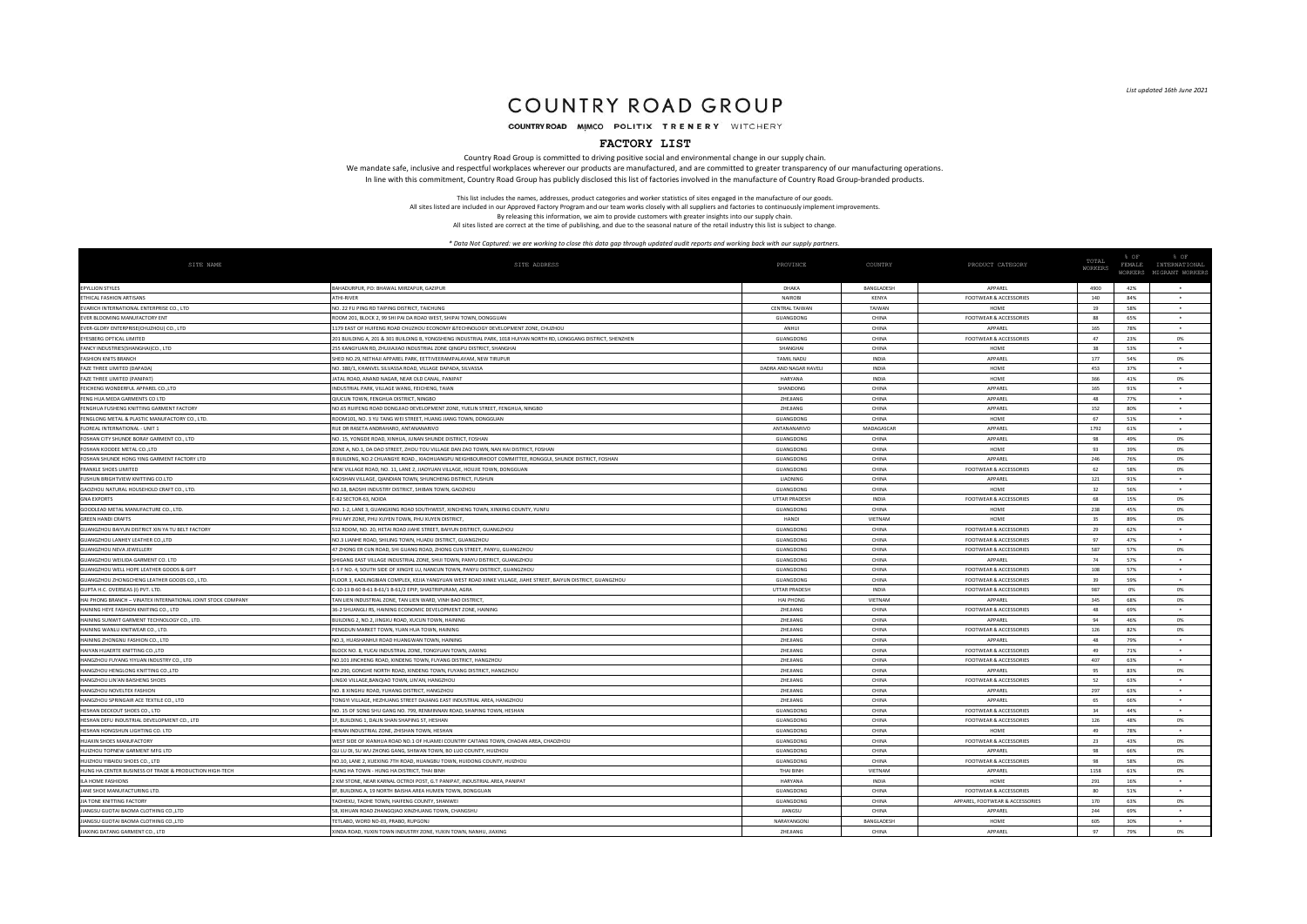*List updated 16th June 2021*

# COUNTRY ROAD GROUP

COUNTRY ROAD MIMCO POLITIX TRENERY WITCHERY

## FACTORY LIST

Country Road Group is committed to driving positive social and environmental change in our supply chain.
We mandate safe, inclusive and respectful workplaces wherever our products are manufactured, and are committed to greater transparency of our manufacturing operations.
In line with this commitment, Country Road Group has publicly disclosed this list of factories involved in the manufacture of Country Road Group-branded products.

This list includes the names, addresses, product categories and worker statistics of sites engaged in the manufacture of our goods.
All sites listed are included in our Approved Factory Program and our team works closely with all suppliers and factories to continuously implement improvements.
By releasing this information, we aim to provide customers with greater insights into our supply chain.
All sites listed are correct at the time of publishing, and due to the seasonal nature of the retail industry this list is subject to change.

*\* Data Not Captured: we are working to close this data gap through updated audit reports and working back with our supply partners.*

| SITE NAME | SITE ADDRESS | PROVINCE | COUNTRY | PRODUCT CATEGORY | TOTAL WORKERS | % OF FEMALE WORKERS | % OF INTERNATIONAL MIGRANT WORKERS |
|---|---|---|---|---|---|---|---|
| EPYLLION STYLES | BAHADURPUR, PO: BHAWAL MIRZAPUR, GAZIPUR | DHAKA | BANGLADESH | APPAREL | 4900 | 42% | * |
| ETHICAL FASHION ARTISANS | ATHI-RIVER | NAIROBI | KENYA | FOOTWEAR & ACCESSORIES | 140 | 84% | * |
| EVARICH INTERNATIONAL ENTERPRISE CO., LTD | NO. 22 FU PING RD TAIPING DISTRICT, TAICHUNG | CENTRAL TAIWAN | TAIWAN | HOME | 19 | 58% | * |
| EVER BLOOMING MANUFACTORY ENT | ROOM 201, BLOCK 2, 99 SHI PAI DA ROAD WEST, SHIPAI TOWN, DONGGUAN | GUANGDONG | CHINA | FOOTWEAR & ACCESSORIES | 88 | 65% | * |
| EVER-GLORY ENTERPRISE(CHUZHOU) CO., LTD | 1179 EAST OF HUIFENG ROAD CHUZHOU ECONOMY &TECHNOLOGY DEVELOPMENT ZONE, CHUZHOU | ANHUI | CHINA | APPAREL | 165 | 78% | * |
| EYESBERG OPTICAL LIMITED | 201 BUILDING A, 201 & 301 BUILDING B, YONGSHENG INDUSTRIAL PARK, 1018 HUIYAN NORTH RD, LONGGANG DISTRICT, SHENZHEN | GUANGDONG | CHINA | FOOTWEAR & ACCESSORIES | 47 | 23% | 0% |
| FANCY INDUSTRIES(SHANGHAI)CO., LTD | 255 KANGYUAN RD, ZHUJIAJIAO INDUSTRIAL ZONE QINGPU DISTRICT, SHANGHAI | SHANGHAI | CHINA | HOME | 38 | 53% | * |
| FASHION KNITS BRANCH | SHED NO.29, NETHAJI APPAREL PARK, EETTIVEERAMPALAYAM, NEW TIRUPUR | TAMIL NADU | INDIA | APPAREL | 177 | 54% | 0% |
| FAZE THREE LIMITED (DAPADA) | NO. 380/1, KHANVEL SILVASSA ROAD, VILLAGE DAPADA, SILVASSA | DADRA AND NAGAR HAVELI | INDIA | HOME | 453 | 37% | * |
| FAZE THREE LIMITED (PANIPAT) | JATAL ROAD, ANAND NAGAR, NEAR OLD CANAL, PANIPAT | HARYANA | INDIA | HOME | 366 | 41% | 0% |
| FEICHENG WONDERFUL APPAREL CO.,LTD | INDUSTRIAL PARK, VILLAGE WANG, FEICHENG, TAIAN | SHANDONG | CHINA | APPAREL | 165 | 91% | * |
| FENG HUA MEDA GARMENTS CO LTD | QIUCUN TOWN, FENGHUA DISTRICT, NINGBO | ZHEJIANG | CHINA | APPAREL | 48 | 77% | * |
| FENGHUA FUSHENG KNITTING GARMENT FACTORY | NO.65 RUIFENG ROAD DONGJIAO DEVELOPMENT ZONE, YUELIN STREET, FENGHUA, NINGBO | ZHEJIANG | CHINA | APPAREL | 152 | 80% | * |
| FENGLONG METAL & PLASTIC MANUFACTORY CO., LTD. | ROOM101, NO. 3 YU TANG WEI STREET, HUANG JIANG TOWN, DONGGUAN | GUANGDONG | CHINA | HOME | 67 | 51% | * |
| FLOREAL INTERNATIONAL - UNIT 1 | RUE DR RASETA ANDRAHARO, ANTANANARIVO | ANTANANARIVO | MADAGASCAR | APPAREL | 1792 | 61% | * |
| FOSHAN CITY SHUNDE BORAY GARMENT CO., LTD | NO. 15, YONGDE ROAD, XINHUA, JUNAN SHUNDE DISTRICT, FOSHAN | GUANGDONG | CHINA | APPAREL | 98 | 49% | 0% |
| FOSHAN KOODEE METAL CO.,LTD | ZONE A, NO.1, DA DAO STREET, ZHOU TOU VILLAGE DAN ZAO TOWN, NAN HAI DISTRICT, FOSHAN | GUANGDONG | CHINA | HOME | 93 | 39% | 0% |
| FOSHAN SHUNDE HONG YING GARMENT FACTORY LTD | B BUILDING, NO.2 CHUANGYE ROAD., XIAOHUANGPU NEIGHBOURHOOT COMMITTEE, RONGGUI, SHUNDE DISTRICT, FOSHAN | GUANGDONG | CHINA | APPAREL | 246 | 76% | 0% |
| FRANKLE SHOES LIMITED | NEW VILLAGE ROAD, NO. 11, LANE 2, JIAOYUAN VILLAGE, HOUJIE TOWN, DONGGUAN | GUANGDONG | CHINA | FOOTWEAR & ACCESSORIES | 62 | 58% | 0% |
| FUSHUN BRIGHTVIEW KNITTING CO.LTD | KAOSHAN VILLAGE, QIANDIAN TOWN, SHUNCHENG DISTRICT, FUSHUN | LIAONING | CHINA | APPAREL | 121 | 91% | * |
| GAOZHOU NATURAL HOUSEHOLD CRAFT CO., LTD. | NO.18, BAOSHI INDUSTRY DISTRICT, SHIBAN TOWN, GAOZHOU | GUANGDONG | CHINA | HOME | 32 | 56% | * |
| GNA EXPORTS | E-82 SECTOR-63, NOIDA | UTTAR PRADESH | INDIA | FOOTWEAR & ACCESSORIES | 68 | 15% | 0% |
| GOODLEAD METAL MANUFACTURE CO., LTD. | NO. 1-2, LANE 3, GUANGXING ROAD SOUTHWEST, XINCHENG TOWN, XINXING COUNTY, YUNFU | GUANGDONG | CHINA | HOME | 238 | 45% | 0% |
| GREEN HANDI CRAFTS | PHU MY ZONE, PHU XUYEN TOWN, PHU XUYEN DISTRICT, | HANOI | VIETNAM | HOME | 35 | 89% | 0% |
| GUANGZHOU BAIYUN DISTRICT XIN YA TU BELT FACTORY | 512 ROOM, NO. 20, HETAI ROAD JIAHE STREET, BAIYUN DISTRICT, GUANGZHOU | GUANGDONG | CHINA | FOOTWEAR & ACCESSORIES | 29 | 62% | * |
| GUANGZHOU LANHEY LEATHER CO.,LTD | NO.3 LIANHE ROAD, SHILING TOWN, HUADU DISTRICT, GUANGZHOU | GUANGDONG | CHINA | FOOTWEAR & ACCESSORIES | 97 | 47% | * |
| GUANGZHOU NEVA JEWELLERY | 47 ZHONG ER CUN ROAD, SHI GUANG ROAD, ZHONG CUN STREET, PANYU, GUANGZHOU | GUANGDONG | CHINA | FOOTWEAR & ACCESSORIES | 587 | 57% | 0% |
| GUANGZHOU WEILIDA GARMENT CO. LTD | SHIGANG EAST VILLAGE INDUSTRIAL ZONE, SHIJI TOWN, PANYU DISTRICT, GUANGZHOU | GUANGDONG | CHINA | APPAREL | 74 | 57% | * |
| GUANGZHOU WELL HOPE LEATHER GOODS & GIFT | 1-5 F NO. 4, SOUTH SIDE OF XINGYE LU, NANCUN TOWN, PANYU DISTRICT, GUANGZHOU | GUANGDONG | CHINA | FOOTWEAR & ACCESSORIES | 108 | 57% | * |
| GUANGZHOU ZHONGCHENG LEATHER GOODS CO., LTD. | FLOOR 3, KAOLINGBIAN COMPLEX, KEJIA YANGYUAN WEST ROAD XINKE VILLAGE, JIAHE STREET, BAIYUN DISTRICT, GUANGZHOU | GUANGDONG | CHINA | FOOTWEAR & ACCESSORIES | 39 | 59% | * |
| GUPTA H.C. OVERSEAS (I) PVT. LTD. | C-10-13 B-60 B-61 B-61/1 B-61/2 EPIP, SHASTRIPURAM, AGRA | UTTAR PRADESH | INDIA | FOOTWEAR & ACCESSORIES | 987 | 0% | 0% |
| HAI PHONG BRANCH – VINATEX INTERNATIONAL JOINT STOCK COMPANY | TAN LIEN INDUSTRIAL ZONE, TAN LIEN WARD, VINH BAO DISTRICT, | HAI PHONG | VIETNAM | APPAREL | 345 | 68% | 0% |
| HAINING HEYE FASHION KNITTING CO., LTD | 36-2 SHUANGLI RS, HAINING ECONOMIC DEVELOPMENT ZONE, HAINING | ZHEJIANG | CHINA | FOOTWEAR & ACCESSORIES | 48 | 69% | * |
| HAINING SUNWIT GARMENT TECHNOLOGY CO., LTD. | BUILDING 2, NO.2, JINGXU ROAD, XUCUN TOWN, HAINING | ZHEJIANG | CHINA | APPAREL | 94 | 46% | 0% |
| HAINING WANLU KNITWEAR CO., LTD. | PENGDUN MARKET TOWN, YUAN HUA TOWN, HAINING | ZHEJIANG | CHINA | FOOTWEAR & ACCESSORIES | 126 | 82% | 0% |
| HAINING ZHONGNU FASHION CO., LTD | NO.3, HUASHANHUI ROAD HUANGWAN TOWN, HAINING | ZHEJIANG | CHINA | APPAREL | 48 | 79% | * |
| HAIYAN HUAERTE KNITTING CO.,LTD | BLOCK NO. 8, YUCAI INDUSTRIAL ZONE, TONGYUAN TOWN, JIAXING | ZHEJIANG | CHINA | FOOTWEAR & ACCESSORIES | 49 | 71% | * |
| HANGZHOU FUYANG YIYUAN INDUSTRY CO., LTD | NO.101 JINCHENG ROAD, XINDENG TOWN, FUYANG DISTRICT, HANGZHOU | ZHEJIANG | CHINA | FOOTWEAR & ACCESSORIES | 407 | 63% | * |
| HANGZHOU HENGLONG KNITTING CO.,LTD | NO.290, GONGHE NORTH ROAD, XINDENG TOWN, FUYANG DISTRICT, HANGZHOU | ZHEJIANG | CHINA | APPAREL | 95 | 83% | 0% |
| HANGZHOU LIN'AN BAISHENG SHOES | LINGXI VILLAGE,BANQIAO TOWN, LIN'AN, HANGZHOU | ZHEJIANG | CHINA | FOOTWEAR & ACCESSORIES | 52 | 63% | * |
| HANGZHOU NOVELTEX FASHION | NO. 8 XINGHU ROAD, YUHANG DISTRICT, HANGZHOU | ZHEJIANG | CHINA | APPAREL | 297 | 63% | * |
| HANGZHOU SPRINGAIR ACE TEXTILE CO., LTD | TONGYI VILLAGE, HEZHUANG STREET DAJIANG EAST INDUSTRIAL AREA, HANGZHOU | ZHEJIANG | CHINA | APPAREL | 65 | 66% | * |
| HESHAN DECKOUT SHOES CO., LTD | NO. 15 OF SONG SHU GANG NO. 799, RENMINNAN ROAD, SHAPING TOWN, HESHAN | GUANGDONG | CHINA | FOOTWEAR & ACCESSORIES | 34 | 44% | * |
| HESHAN DEFU INDUSTRIAL DEVELOPMENT CO., LTD | 1F, BUILDING 1, DALIN SHAN SHAPING ST, HESHAN | GUANGDONG | CHINA | FOOTWEAR & ACCESSORIES | 126 | 48% | 0% |
| HESHAN HONGSHUN LIGHTING CO. LTD | HENAN INDUSTRIAL ZONE, ZHISHAN TOWN, HESHAN | GUANGDONG | CHINA | HOME | 49 | 78% | * |
| HUAXIN SHOES MANUFACTORY | WEST SIDE OF XIANHUA ROAD NO.1 OF HUAMEI COUNTRY CAITANG TOWN, CHAOAN AREA, CHAOZHOU | GUANGDONG | CHINA | FOOTWEAR & ACCESSORIES | 23 | 43% | 0% |
| HUIZHOU TOPNEW GARMENT MFG LTD | QU LU DI, SU WU ZHONG GANG, SHIWAN TOWN, BO LUO COUNTY, HUIZHOU | GUANGDONG | CHINA | APPAREL | 98 | 66% | 0% |
| HUIZHOU YIBAIDU SHOES CO., LTD | NO.10, LANE 2, XUEXING 7TH ROAD, HUANGBU TOWN, HUIDONG COUNTY, HUIZHOU | GUANGDONG | CHINA | FOOTWEAR & ACCESSORIES | 98 | 58% | 0% |
| HUNG HA CENTER BUSINESS OF TRADE & PRODUCTION HIGH-TECH | HUNG HA TOWN - HUNG HA DISTRICT, THAI BINH | THAI BINH | VIETNAM | APPAREL | 1158 | 61% | 0% |
| ILA HOME FASHIONS | 2 KM STONE, NEAR KARNAL OCTROI POST, G.T PANIPAT, INDUSTRIAL AREA, PANIPAT | HARYANA | INDIA | HOME | 291 | 16% | * |
| JANE SHOE MANUFACTURING LTD. | 8F, BUILDING A, 19 NORTH BAISHA AREA HUMEN TOWN, DONGGUAN | GUANGDONG | CHINA | FOOTWEAR & ACCESSORIES | 80 | 51% | * |
| JIA TONE KNITTING FACTORY | TAOHEXU, TAOHE TOWN, HAIFENG COUNTY, SHANWEI | GUANGDONG | CHINA | APPAREL, FOOTWEAR & ACCESSORIES | 170 | 63% | 0% |
| JIANGSU GUOTAI BAOMA CLOTHING CO.,LTD | 58, XIHUAN ROAD ZHANGQIAO XINZHUANG TOWN, CHANGSHU | JIANGSU | CHINA | APPAREL | 244 | 69% | * |
| JIANGSU GUOTAI BAOMA CLOTHING CO.,LTD | TETLABO, WORD NO-03, PRABO, RUPGONJ | NARAYANGONJ | BANGLADESH | HOME | 605 | 30% | * |
| JIAXING DATANG GARMENT CO., LTD | XINDA ROAD, YUXIN TOWN INDUSTRY ZONE, YUXIN TOWN, NANHU, JIAXING | ZHEJIANG | CHINA | APPAREL | 97 | 79% | 0% |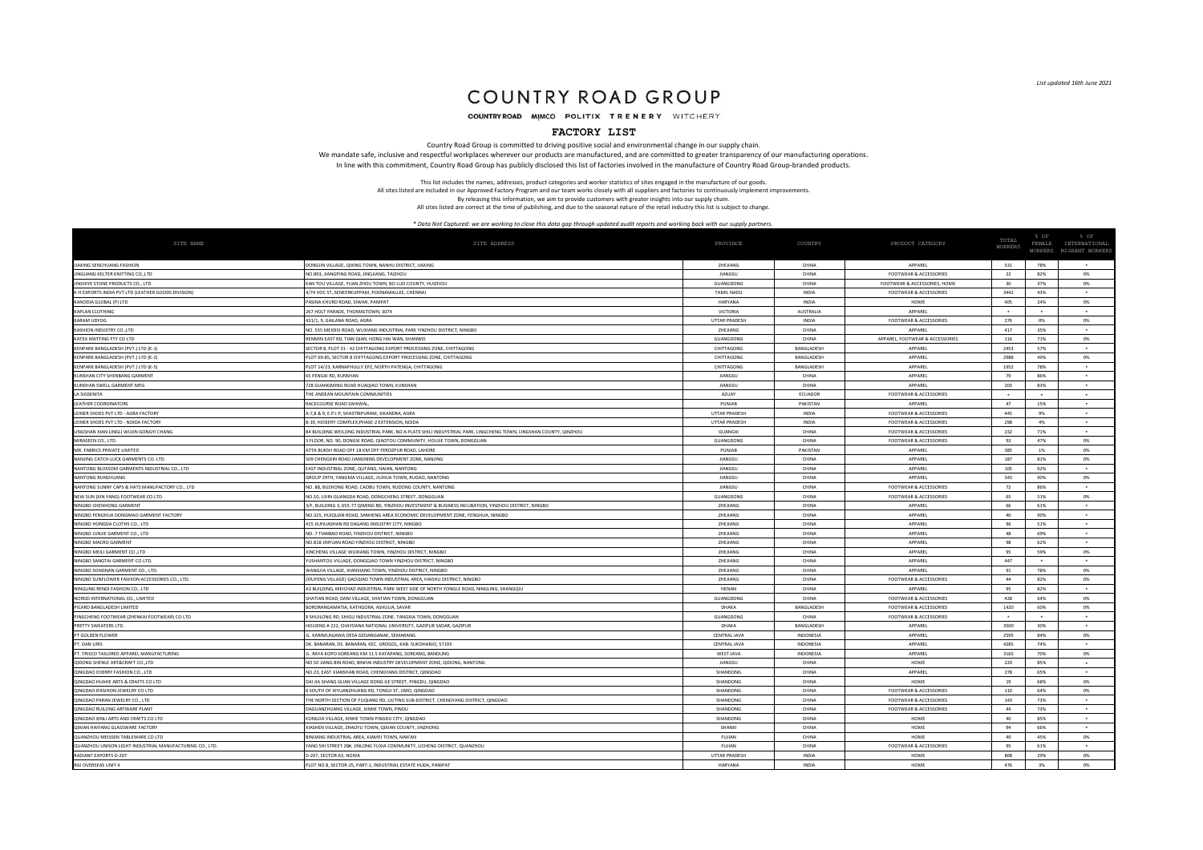*List updated 16th June 2021*

# COUNTRY ROAD GROUP

COUNTRY ROAD MIMCO POLITIX TRENERY WITCHERY

## FACTORY LIST

Country Road Group is committed to driving positive social and environmental change in our supply chain.
We mandate safe, inclusive and respectful workplaces wherever our products are manufactured, and are committed to greater transparency of our manufacturing operations.
In line with this commitment, Country Road Group has publicly disclosed this list of factories involved in the manufacture of Country Road Group-branded products.

This list includes the names, addresses, product categories and worker statistics of sites engaged in the manufacture of our goods.
All sites listed are included in our Approved Factory Program and our team works closely with all suppliers and factories to continuously implement improvements.
By releasing this information, we aim to provide customers with greater insights into our supply chain.
All sites listed are correct at the time of publishing, and due to the seasonal nature of the retail industry this list is subject to change.

*\* Data Not Captured: we are working to close this data gap through updated audit reports and working back with our supply partners.*

| SITE NAME | SITE ADDRESS | PROVINCE | COUNTRY | PRODUCT CATEGORY | TOTAL WORKERS | % OF FEMALE WORKERS | % OF INTERNATIONAL MIGRANT WORKERS |
|---|---|---|---|---|---|---|---|
| JIAXING SENCHUANG FASHION | DONGJIN VILLAGE, QIXING TOWN, NANHU DISTRICT, JIAXING | ZHEJIANG | CHINA | APPAREL | 531 | 78% | * |
| JINGJIANG KELTER KNITTING CO.,LTD | NO.893, JIANGPING ROAD, JINGJIANG, TAIZHOU | JIANGSU | CHINA | FOOTWEAR & ACCESSORIES | 22 | 82% | 0% |
| JINSHIYE STONE PRODUCTS CO., LTD | KAN TOU VILLAGE, YUAN ZHOU TOWN, BO LUO COUNTY, HUIZHOU | GUANGDONG | CHINA | FOOTWEAR & ACCESSORIES, HOME | 30 | 37% | 0% |
| K H EXPORTS INDIA PVT LTD (LEATHER GOODS DIVISION) | 4/74 VOC ST, SENEERKUPPAM, POONAMALLEE, CHENNAI | TAMIL NADU | INDIA | FOOTWEAR & ACCESSORIES | 3442 | 43% | * |
| KANODIA GLOBAL (P) LTD | PASINA KHURD ROAD, SIWAH, PANIPAT | HARYANA | INDIA | HOME | 405 | 24% | 0% |
| KAPLAN CLOTHING | 267 HOLT PARADE, THOMASTOWN, 3074 | VICTORIA | AUSTRALIA | APPAREL | * | * | * |
| KARAM UDYOG | 431/1, 9, GAILANA ROAD, AGRA | UTTAR PRADESH | INDIA | FOOTWEAR & ACCESSORIES | 276 | 0% | 0% |
| KASHION INDUSTRY CO.,LTD | NO. 555 MEIDISI ROAD, WUXIANG INDUSTRIAL PARK YINZHOU DISTRICT, NINGBO | ZHEJIANG | CHINA | APPAREL | 417 | 35% | * |
| KATEX KNITTING FTY CO LTD | RENMIN EAST RD, TIAN QIAN, HONG HAI WAN, SHANWEI | GUANGDONG | CHINA | APPAREL, FOOTWEAR & ACCESSORIES | 116 | 71% | 0% |
| KENPARK BANGLADESH (PVT.) LTD (K-1) | SECTOR 8, PLOT 31 - 42 CHITTAGONG EXPORT PROCESSING ZONE, CHITTAGONG | CHITTAGONG | BANGLADESH | APPAREL | 2453 | 57% | * |
| KENPARK BANGLADESH (PVT.) LTD (K-2) | PLOT 69-85, SECTOR 8 CHITTAGONG EXPORT PROCESSING ZONE, CHITTAGONG | CHITTAGONG | BANGLADESH | APPAREL | 2988 | 49% | 0% |
| KENPARK BANGLADESH (PVT.) LTD (K-5) | PLOT 14/23, KARNAPHULLY EPZ, NORTH PATENGA, CHITTAGONG | CHITTAGONG | BANGLADESH | APPAREL | 1952 | 78% | * |
| KUNSHAN CITY SHENBANG GARMENT | 65 PENGXI RD, KUNSHAN | JIANGSU | CHINA | APPAREL | 79 | 86% | * |
| KUNSHAN SWELL GARMENT MFG | 728 GUANGMING ROAD HUAQIAO TOWN, KUNSHAN | JIANGSU | CHINA | APPAREL | 203 | 83% | * |
| LA SIGSENITA | THE ANDEAN MOUNTAIN COMMUNITIES | AZUAY | ECUADOR | FOOTWEAR & ACCESSORIES | * | * | * |
| LEATHER COORDINATORS | RACECOURSE ROAD SAHIWAL, | PUNJAB | PAKISTAN | APPAREL | 47 | 15% | * |
| LEINER SHOES PVT LTD - AGRA FACTORY | A-7,8 & 9, E.P.I.P, SHASTRIPURAM, SIKANDRA, AGRA | UTTAR PRADESH | INDIA | FOOTWEAR & ACCESSORIES | 445 | 9% | * |
| LEINER SHOES PVT LTD - NOIDA FACTORY | B-19, HOSIERY COMPLEX,PHASE-2 EXTENSION, NOIDA | UTTAR PRADESH | INDIA | FOOTWEAR & ACCESSORIES | 298 | 4% | * |
| LINGSHAN XIAN LINGLI WUJIN GONGYI CHANG | B4 BUILDING WEILONG INDUSTRIAL PARK, NO A PLATE SHILI INDUYSTRIAL PARK, LINGCHENG TOWN, LINGSHAN COUNTY, QINZHOU | GUANGXI | CHINA | FOOTWEAR & ACCESSORIES | 232 | 71% | * |
| MIRASEEN CO., LTD. | 3 FLOOR, NO. 90, DONGXI ROAD, QIAOTOU COMMUNITY, HOUJIE TOWN, DONGGUAN | GUANGDONG | CHINA | FOOTWEAR & ACCESSORIES | 93 | 47% | 0% |
| MR. FABRICS PRIVATE LIMITED | ATTA BUKSH ROAD OFF 18 KM OFF FEROZPUR ROAD, LAHORE | PUNJAB | PAKISTAN | APPAREL | 385 | 1% | 0% |
| NANJING CATCH-LUCK GARMENTS CO. LTD. | 509 CHENGXIN ROAD JIANGNING DEVELOPMENT ZONE, NANJING | JIANGSU | CHINA | APPAREL | 187 | 81% | 0% |
| NANTONG BLOSSOM GARMENTS INDUSTRIAL CO., LTD | EAST INDUSTRIAL ZONE, QUTANG, HAIAN, NANTONG | JIANGSU | CHINA | APPAREL | 105 | 92% | * |
| NANTONG RUNCHUANG | GROUP 29TH, YANGMA VILLAGE, JIUHUA TOWN, RUGAO, NANTONG | JIANGSU | CHINA | APPAREL | 343 | 90% | 0% |
| NANTONG SUNNY CAPS & HATS MANUFACTORY CO., LTD | NO. 88, BUZHONG ROAD, CAOBU TOWN, RUDONG COUNTY, NANTONG | JIANGSU | CHINA | FOOTWEAR & ACCESSORIES | 72 | 86% | * |
| NEW SUN (XIN YANG) FOOTWEAR CO.LTD | NO.10, LIXIN GUANGDA ROAD, DONGCHENG STREET, DONGGUAN | GUANGDONG | CHINA | FOOTWEAR & ACCESSORIES | 65 | 51% | 0% |
| NINGBO CHENHONG GARMENT | 3/F, BUILDING 3, 655-77 QIMING RD, YINZHOU INVESTMENT & BUSINESS INCUBATION, YINZHOU DISTRICT, NINGBO | ZHEJIANG | CHINA | APPAREL | 66 | 61% | * |
| NINGBO FENGHUA DONGMAO GARMENT FACTORY | NO.325, HUIQUAN ROAD, SANHENG AREA ECONOMIC DEVELOPMENT ZONE, FENGHUA, NINGBO | ZHEJIANG | CHINA | APPAREL | 40 | 90% | * |
| NINGBO HONGDA CLOTHS CO., LTD | 415 JIUHUASHAN RD DAGANG INDUSTRY CITY, NINGBO | ZHEJIANG | CHINA | APPAREL | 96 | 51% | * |
| NINGBO JUNJIE GARMENT CO., LTD | NO. 7 TIANBAO ROAD, YINZHOU DISTRICT, NINGBO | ZHEJIANG | CHINA | APPAREL | 48 | 69% | * |
| NINGBO MACRO GARMENT | NO.818 JINYUAN ROAD YINZHOU DISTRICT, NINGBO | ZHEJIANG | CHINA | APPAREL | 98 | 62% | * |
| NINGBO MEILI GARMENT CO.,LTD | XINCHENG VILLAGE WUXIANG TOWN, YINZHOU DISTRICT, NINGBO | ZHEJIANG | CHINA | APPAREL | 95 | 59% | 0% |
| NINGBO SANGTAI GARMENT CO.LTD. | YUSHANTOU VILLAGE, DONGQIAO TOWN YINZHOU DISTRICT, NINGBO | ZHEJIANG | CHINA | APPAREL | 447 | * | * |
| NINGBO SONGNAN GARMENT CO., LTD. | WANGJIA VILLAGE, XIANXIANG TOWN, YINZHOU DISTRICT, NINGBO | ZHEJIANG | CHINA | APPAREL | 91 | 78% | 0% |
| NINGBO SUNFLOWER FASHION ACCESSORIES CO., LTD. | (XIJIFENG VILLAGE) GAOQIAO TOWN INDUSTRIAL AREA, HAISHU DISTRICT, NINGBO | ZHEJIANG | CHINA | FOOTWEAR & ACCESSORIES | 44 | 82% | 0% |
| NINGLING RENDI FASHION CO., LTD | A3 BUILDING, MEICHAO INDUSTRIAL PARK WEST SIDE OF NORTH YONGLE ROAD, NINGLING, SHANGQIU | HENAN | CHINA | APPAREL | 95 | 82% | * |
| NORDD INTERNATIONAL CO., LIMITED | SHATIAN ROAD, DANI VILLAGE, SHATIAN TOWN, DONGGUAN | GUANGDONG | CHINA | FOOTWEAR & ACCESSORIES | 428 | 64% | 0% |
| PICARD BANGLADESH LIMITED | BOBORANGAMATIA, KATHGORA, ASHULIA, SAVAR | DHAKA | BANGLADESH | FOOTWEAR & ACCESSORIES | 1420 | 60% | 0% |
| PINGCHENG FOOTWEAR (ZHENKAI FOOTWEAR) CO LTD | 8 SHUILONG RD, SHIGU INDUSTRIAL ZONE, TANGXIA TOWN, DONGGUAN | GUANGDONG | CHINA | FOOTWEAR & ACCESSORIES | * | * | * |
| PRETTY SWEATERS LTD. | HOLDING # 222, CHAYDANA NATIONAL UNIVERSITY, GAZIPUR SADAR, GAZIPUR | DHAKA | BANGLADESH | APPAREL | 3500 | 30% | * |
| PT GOLDEN FLOWER | JL. KARIMUNJAWA DESA GEDANGANAK, SEMARANG | CENTRAL JAVA | INDONESIA | APPAREL | 2595 | 84% | 0% |
| PT. DAN LIRIS | DK. BANARAN, DS. BANARAN, KEC. GROGOL, KAB. SUKOHARJO, 57193 | CENTRAL JAVA | INDONESIA | APPAREL | 4285 | 74% | * |
| PT. TRISCO TAILORED APPAREL MANUFACTURING | JL. RAYA KOPO-SOREANG KM 11.5 KATAPANG, SOREANG, BANDUNG | WEST JAVA | INDONESIA | APPAREL | 3165 | 70% | 0% |
| QIDONG SHENLE ART&CRAFT CO.,LTD | NO.50 JIANG BIN ROAD, BINHAI INDUSTRY DEVELOPMENT ZONE, QIDONG, NANTONG | JIANGSU | CHINA | HOME | 220 | 85% | * |
| QINGDAO CHERRY FASHION CO., LTD | NO.23, EAST XIANSHAN ROAD, CHENGYANG DISTRICT, QINGDAO | SHANDONG | CHINA | APPAREL | 278 | 65% | * |
| QINGDAO HUAHE ARTS & CRAFTS CO LTD | DAI JIA SHANG GUAN VILLAGE DONG GE STREET, PINGDU, QINGDAO | SHANDONG | CHINA | HOME | 19 | 68% | 0% |
| QINGDAO IFASHION JEWELRY CO LTD | 8 SOUTH OF XIYUANZHUANG RD, TONGJI ST, JIMO, QINGDAO | SHANDONG | CHINA | FOOTWEAR & ACCESSORIES | 110 | 64% | 0% |
| QINGDAO PARAN JEWELRY CO., LTD | THE NORTH SECTION OF FUQIANG RD, LIUTING SUB-DISTRICT, CHENGYANG DISTRICT, QINGDAO | SHANDONG | CHINA | FOOTWEAR & ACCESSORIES | 143 | 73% | * |
| QINGDAO RUILONG ARTWARE PLANT | DAGUANZHUANG VILLAGE, XINHE TOWN, PINDU | SHANDONG | CHINA | FOOTWEAR & ACCESSORIES | 44 | 73% | * |
| QINGDAO XINLI ARTS AND CRAFTS CO LTD | KONGJIA VILLAGE, XINHE TOWN PINGDU CITY, QINGDAO | SHANDONG | CHINA | HOME | 40 | 85% | * |
| QIXIAN HAIYANG GLASSWARE FACTORY | XIASHEN VILLAGE, ZHAOYU TOWN, QIXIAN COUNTY, JINZHONG | SHANXI | CHINA | HOME | 94 | 66% | * |
| QUANZHOU MEISSEN TABLEWARE CO LTD | BINJIANG INDUSTRIAL AREA, XIAMEI TOWN, NAN'AN | FUJIAN | CHINA | HOME | 49 | 45% | 0% |
| QUANZHOU UNISON LIGHT INDUSTRIAL MANUFACTURING CO., LTD. | YANG SHI STREET 28#, JINLONG YUXIA COMMUNITY, LICHENG DISTRICT, QUANZHOU | FUJIAN | CHINA | FOOTWEAR & ACCESSORIES | 95 | 61% | * |
| RADIANT EXPORTS D-207 | D-207, SECTOR-63, NOIDA | UTTAR PRADESH | INDIA | HOME | 868 | 29% | 0% |
| RAJ OVERSEAS UNIT 4 | PLOT NO 8, SECTOR-25, PART-1, INDUSTRIAL ESTATE HUDA, PANIPAT | HARYANA | INDIA | HOME | 476 | 3% | 0% |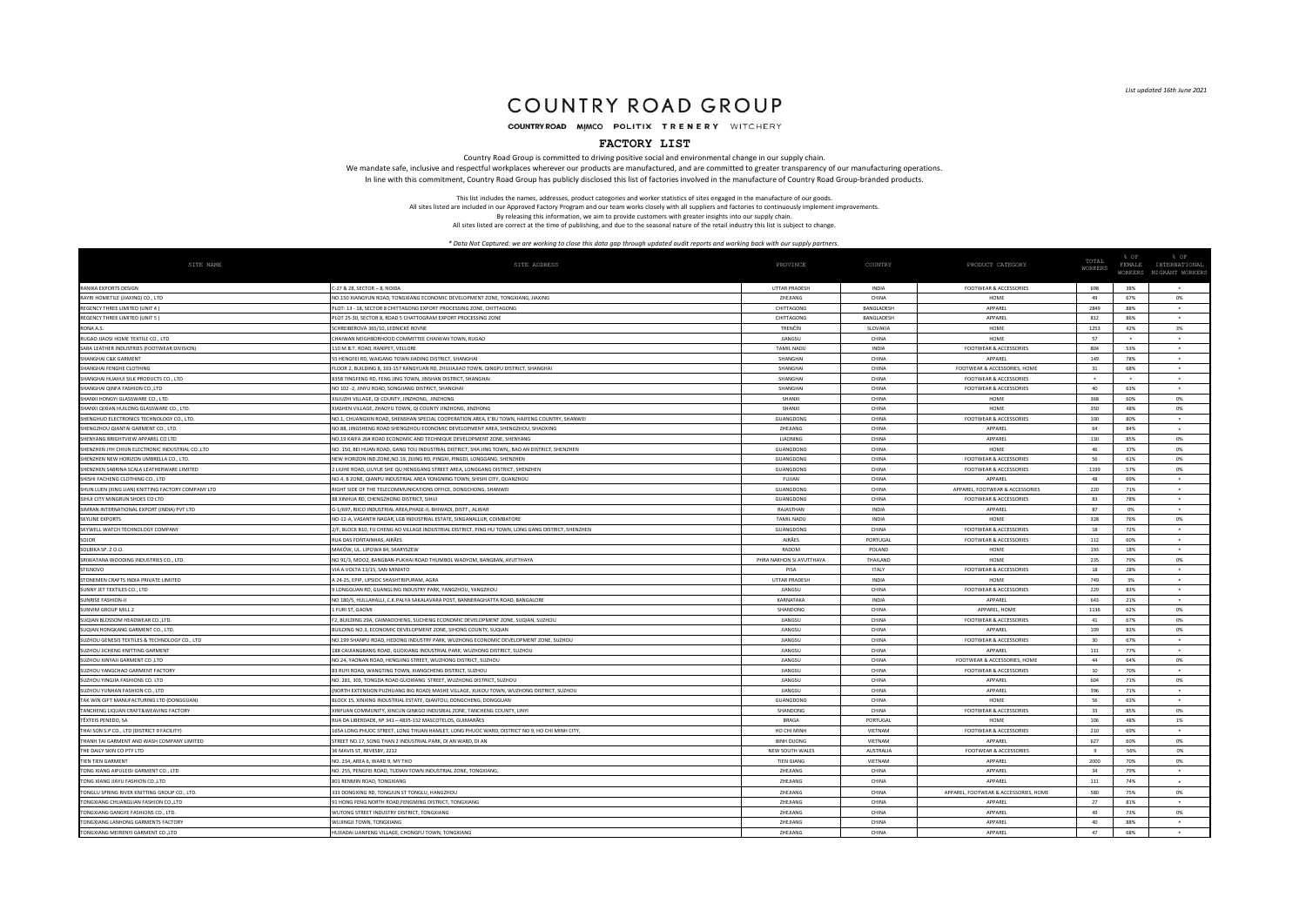*List updated 16th June 2021*

# COUNTRY ROAD GROUP

COUNTRY ROAD MIMCO POLITIX TRENERY WITCHERY

## FACTORY LIST

Country Road Group is committed to driving positive social and environmental change in our supply chain.
We mandate safe, inclusive and respectful workplaces wherever our products are manufactured, and are committed to greater transparency of our manufacturing operations.
In line with this commitment, Country Road Group has publicly disclosed this list of factories involved in the manufacture of Country Road Group-branded products.

This list includes the names, addresses, product categories and worker statistics of sites engaged in the manufacture of our goods.
All sites listed are included in our Approved Factory Program and our team works closely with all suppliers and factories to continuously implement improvements.
By releasing this information, we aim to provide customers with greater insights into our supply chain.
All sites listed are correct at the time of publishing, and due to the seasonal nature of the retail industry this list is subject to change.

*\* Data Not Captured: we are working to close this data gap through updated audit reports and working back with our supply partners.*

| SITE NAME | SITE ADDRESS | PROVINCE | COUNTRY | PRODUCT CATEGORY | TOTAL WORKERS | % OF FEMALE WORKERS | % OF INTERNATIONAL MIGRANT WORKERS |
|---|---|---|---|---|---|---|---|
| RANIKA EXPORTS DESIGN | C-27 & 28, SECTOR – 8, NOIDA | UTTAR PRADESH | INDIA | FOOTWEAR & ACCESSORIES | 698 | 38% | * |
| RAYRI HOMETILE (JIAXING) CO., LTD | NO.150 XIANGYUN ROAD, TONGXIANG ECONOMIC DEVELOPMENT ZONE, TONGXIANG, JIAXING | ZHEJIANG | CHINA | HOME | 49 | 67% | 0% |
| REGENCY THREE LIMITED (UNIT 4 ) | PLOT: 13 - 18, SECTOR 8 CHITTAGONG EXPORT PROCESSING ZONE, CHITTAGONG | CHITTAGONG | BANGLADESH | APPAREL | 2849 | 88% | * |
| REGENCY THREE LIMITED (UNIT 5 ) | PLOT 25-30, SECTOR 8, ROAD 5 CHATTOGRAM EXPORT PROCESSING ZONE | CHITTAGONG | BANGLADESH | APPAREL | 812 | 86% | * |
| RONA A.S. | SCHREIBEROVA 365/10, LEDNICKÉ ROVNE | TRENČÍN | SLOVAKIA | HOME | 1253 | 42% | 3% |
| RUGAO JIAOSI HOME TEXTILE CO., LTD | CHAIWAN NEIGHBORHOOD COMMITTEE CHAIWAN TOWN, RUGAO | JIANGSU | CHINA | HOME | 57 | * | * |
| SARA LEATHER INDUSTRIES (FOOTWEAR DIVISION) | 110 M.B.T. ROAD, RANIPET, VELLORE | TAMIL NADU | INDIA | FOOTWEAR & ACCESSORIES | 804 | 53% | * |
| SHANGHAI C&K GARMENT | 55 HENGFEI RD, WAIGANG TOWN JIADING DISTRICT, SHANGHAI | SHANGHAI | CHINA | APPAREL | 149 | 78% | * |
| SHANGHAI FENGHE CLOTHING | FLOOR 2, BUILDING 8, 103-157 KANGYUAN RD, ZHUJIAJIAO TOWN, QINGPU DISTRICT, SHANGHAI | SHANGHAI | CHINA | FOOTWEAR & ACCESSORIES, HOME | 31 | 68% | * |
| SHANGHAI HUAHUI SILK PRODUCTS CO., LTD | 8358 TINGFENG RD, FENG JING TOWN, JINSHAN DISTRICT, SHANGHAI | SHANGHAI | CHINA | FOOTWEAR & ACCESSORIES | * | * | * |
| SHANGHAI QINFA FASHION CO.,LTD | NO 102 -2, JINYU ROAD, SONGJIANG DISTRICT, SHANGHAI | SHANGHAI | CHINA | FOOTWEAR & ACCESSORIES | 40 | 63% | * |
| SHANXI HONGYI GLASSWARE CO., LTD. | XILIUZHI VILLAGE, QI COUNTY, JINZHONG, JINZHONG | SHANXI | CHINA | HOME | 368 | 60% | 0% |
| SHANXI QIXIAN HUILONG GLASSWARE CO., LTD. | XIASHEN VILLAGE, ZHAOYU TOWN, QI COUNTY JINZHONG, JINZHONG | SHANXI | CHINA | HOME | 350 | 48% | 0% |
| SHENGHUO ELECTRONICS TECHNOLOGY CO., LTD. | NO.1, CHUANGXIN ROAD, SHENSHAN SPECIAL COOPERATION AREA, E'BU TOWN, HAIFENG COUNTRY, SHANWEI | GUANGDONG | CHINA | FOOTWEAR & ACCESSORIES | 100 | 80% | * |
| SHENGZHOU QIANTAI GARMENT CO., LTD. | NO.88, JINGSHENG ROAD SHENGZHOU ECONOMIC DEVELOPMENT AREA, SHENGZHOU, SHAOXING | ZHEJIANG | CHINA | APPAREL | 64 | 84% | * |
| SHENYANG BRIGHTVIEW APPAREL CO LTD | NO.19 KAIFA 26# ROAD ECONOMIC AND TECHNIQUE DEVELOPMENT ZONE, SHENYANG | LIAONING | CHINA | APPAREL | 130 | 85% | 0% |
| SHENZHEN JYH CHIUN ELECTRONIC INDUSTRIAL CO.,LTD | NO. 150, BEI HUAN ROAD, GANG TOU INDUSTRIAL DISTRICT, SHA JING TOWN,, BAO AN DISTRICT, SHENZHEN | GUANGDONG | CHINA | HOME | 46 | 37% | 0% |
| SHENZHEN NEW HORIZON UMBRELLA CO., LTD. | NEW HORIZON IND.ZONE,NO.19, ZIJING RD, PINGXI, PINGDI, LONGGANG, SHENZHEN | GUANGDONG | CHINA | FOOTWEAR & ACCESSORIES | 56 | 61% | 0% |
| SHENZHEN SABRINA SCALA LEATHERWARE LIMITED | 2 LIUHE ROAD, LIUYUE SHE QU HENGGANG STREET AREA, LONGGANG DISTRICT, SHENZHEN | GUANGDONG | CHINA | FOOTWEAR & ACCESSORIES | 1199 | 57% | 0% |
| SHISHI FACHENG CLOTHING CO., LTD | NO.4, B ZONE, QIANPU INDUSTRIAL AREA YONGNING TOWN, SHISHI CITY, QUANZHOU | FUJIAN | CHINA | APPAREL | 48 | 69% | * |
| SHUN LUEN (XING LIAN) KNITTING FACTORY COMPANY LTD | RIGHT SIDE OF THE TELECOMMUNICATIONS OFFICE, DONGCHONG, SHANWEI | GUANGDONG | CHINA | APPAREL, FOOTWEAR & ACCESSORIES | 220 | 71% | * |
| SIHUI CITY MINGRUN SHOES CO LTD | 88 XINHUA RD, CHENGZHONG DISTRICT, SIHUI | GUANGDONG | CHINA | FOOTWEAR & ACCESSORIES | 83 | 78% | * |
| SIMRAN INTERNATIONAL EXPORT (INDIA) PVT LTD | G-1/697, RIICO INDUSTRIAL AREA,PHASE-II, BHIWADI, DISTT., ALWAR | RAJASTHAN | INDIA | APPAREL | 87 | 0% | * |
| SKYLINE EXPORTS | NO-12-A, VASANTH NAGAR, LGB INDUSTRIAL ESTATE, SINGANALLUR, COIMBATORE | TAMIL NADU | INDIA | HOME | 328 | 76% | 0% |
| SKYWELL WATCH TECHNOLOGY COMPANY | 2/F, BLOCK B10, FU CHENG AO VILLAGE INDUSTRIAL DISTRICT, PING HU TOWN, LONG GANG DISTRICT, SHENZHEN | GUANGDONG | CHINA | FOOTWEAR & ACCESSORIES | 18 | 72% | * |
| SOJOR | RUA DAS FONTAINHAS, AIRÃES | AIRÃES | PORTUGAL | FOOTWEAR & ACCESSORIES | 112 | 60% | * |
| SOLBIKA SP. Z O.O. | MAKÓW, UL. LIPOWA 84, SKARYSZEW | RADOM | POLAND | HOME | 193 | 18% | * |
| SRIWATANA WOODING INDUSTRIES CO., LTD. | NO 91/3, MOO2, BANGBAN-PUKHAI ROAD THUMBOL WADYOM, BANGBAN, AYUTTHAYA | PHRA NAKHON SI AYUTTHAYA | THAILAND | HOME | 235 | 79% | 0% |
| STILNOVO | VIA A.VOLTA 13/15, SAN MINIATO | PISA | ITALY | FOOTWEAR & ACCESSORIES | 18 | 28% | * |
| STONEMEN CRAFTS INDIA PRIVATE LIMITED | A 24-25, EPIP, UPSIDC SHASHTRIPURAM, AGRA | UTTAR PRADESH | INDIA | HOME | 749 | 3% | * |
| SUNNY JET TEXTILES CO., LTD | 9 LONGGUAN RD, GUANGLING INDUSTRY PARK, YANGZHOU, YANGZHOU | JIANGSU | CHINA | FOOTWEAR & ACCESSORIES | 229 | 83% | * |
| SUNRISE FASHION-II | NO 180/5, HULLAHALLI, C.K.PALYA SAKALAVARA POST, BANNERAGHATTA ROAD, BANGALORE | KARNATAKA | INDIA | APPAREL | 643 | 21% | * |
| SUNVIM GROUP MILL 2 | 1 FURI ST, GAOMI | SHANDONG | CHINA | APPAREL, HOME | 1136 | 62% | 0% |
| SUQIAN BLOSSOM HEADWEAR CO.,LTD. | F2, BUILDING 29A, CAIMAOCHENG, SUCHENG ECONOMIC DEVELOPMENT ZONE, SUQIAN, SUZHOU | JIANGSU | CHINA | FOOTWEAR & ACCESSORIES | 41 | 67% | 0% |
| SUQIAN HONGKANG GARMENT CO., LTD. | BUILDING NO.3, ECONOMIC DEVELOPMENT ZONE, SIHONG COUNTY, SUQIAN | JIANGSU | CHINA | APPAREL | 109 | 83% | 0% |
| SUZHOU GENESIS TEXTILES & TECHNOLOGY CO., LTD | NO.199 SHANPU ROAD, HEDONG INDUSTRY PARK, WUZHONG ECONOMIC DEVELOPMENT ZONE, SUZHOU | JIANGSU | CHINA | FOOTWEAR & ACCESSORIES | 30 | 67% | * |
| SUZHOU JICHENG KNITTING GARMENT | 188 CAIJIANGBANG ROAD, GUOXIANG INDUSTRIAL PARK, WUZHONG DISTRICT, SUZHOU | JIANGSU | CHINA | APPAREL | 111 | 77% | * |
| SUZHOU XINYAJI GARMENT CO.,LTD | NO.24, YAONAN ROAD, HENGJING STREET, WUZHONG DISTRICT, SUZHOU | JIANGSU | CHINA | FOOTWEAR & ACCESSORIES, HOME | 44 | 64% | 0% |
| SUZHOU YANGCHAO GARMENT FACTORY | 83 RUYI ROAD, WANGTING TOWN, XIANGCHENG DISTRICT, SUZHOU | JIANGSU | CHINA | FOOTWEAR & ACCESSORIES | 10 | 70% | * |
| SUZHOU YINGJIA FASHIONS CO. LTD | NO. 281, 301, TONGDA ROAD GUOXIANG STREET, WUZHONG DISTRICT, SUZHOU | JIANGSU | CHINA | APPAREL | 604 | 71% | 0% |
| SUZHOU YUNHAN FASHION CO., LTD | (NORTH EXTENSION PUZHUANG BIG ROAD) MASHE VILLAGE, XUKOU TOWN, WUZHONG DISTRICT, SUZHOU | JIANGSU | CHINA | APPAREL | 396 | 71% | * |
| TAK WIN GIFT MANUFACTURING LTD (DONGGUAN) | BLOCK 15, XINXING INDUSTRIAL ESTATE, QIANTOU, DONGCHENG, DONGGUAN | GUANGDONG | CHINA | HOME | 56 | 63% | * |
| TANCHENG LIQUAN CRAFT&WEAVING FACTORY | XINYUAN COMMUNITY, XINCUN GINKGO INDUSRIAL ZONE, TANCHENG COUNTY, LINYI | SHANDONG | CHINA | FOOTWEAR & ACCESSORIES | 33 | 85% | 0% |
| TÊXTEIS PENEDO, SA | RUA DA LIBERDADE, Nº 341 – 4835-132 MASCOTELOS, GUIMARÃES | BRAGA | PORTUGAL | HOME | 106 | 48% | 1% |
| THAI SON S.P CO., LTD (DISTRICT 9 FACILITY) | 165A LONG PHUOC STREET, LONG THUAN HAMLET, LONG PHUOC WARD, DISTRICT NO 9, HO CHI MINH CITY, | HO CHI MINH | VIETNAM | FOOTWEAR & ACCESSORIES | 210 | 69% | * |
| THANH TAI GARMENT AND WASH COMPANY LIMITED | STREET NO.17, SONG THAN 2 INDUSTRIAL PARK, DI AN WARD, DI AN | BINH DUONG | VIETNAM | APPAREL | 627 | 60% | 0% |
| THE DAILY SKIN CO PTY LTD | 36 MAVIS ST, REVESBY, 2212 | NEW SOUTH WALES | AUSTRALIA | FOOTWEAR & ACCESSORIES | 9 | 56% | 0% |
| TIEN TIEN GARMENT | NO. 234, AREA 6, WARD 9, MY THO | TIEN GIANG | VIETNAM | APPAREL | 2000 | 70% | 0% |
| TONG XIANG AIPULEISI GARMENT CO., LTD | NO. 255, PENGFEI ROAD, TUDIAN TOWN INDUSTRIAL ZONE, TONGXIANG, | ZHEJIANG | CHINA | APPAREL | 34 | 79% | * |
| TONG XIANG JIAYU FASHION CO.,LTD | 801 RENMIN ROAD, TONGXIANG | ZHEJIANG | CHINA | APPAREL | 111 | 74% | * |
| TONGLU SPRING RIVER KNITTING GROUP CO., LTD. | 333 DONGXING RD, TONGJUN ST TONGLU, HANGZHOU | ZHEJIANG | CHINA | APPAREL, FOOTWEAR & ACCESSORIES, HOME | 580 | 75% | 0% |
| TONGXIANG CHUANGLIAN FASHION CO.,LTD | 91 HONG FENG NORTH ROAD,FENGMING DISTRICT, TONGXIANG | ZHEJIANG | CHINA | APPAREL | 27 | 81% | * |
| TONGXIANG GANGYE FASHIONS CO., LTD. | WUTONG STREET INDUSTRY DISTRICT, TONGXIANG | ZHEJIANG | CHINA | APPAREL | 49 | 73% | 0% |
| TONGXIANG LANHONG GARMENTS FACTORY | WUJINGJI TOWN, TONGXIANG | ZHEJIANG | CHINA | APPAREL | 40 | 88% | * |
| TONGXIANG MEIRENYI GARMENT CO.,LTD | HUJIADAI LIANFENG VILLAGE, CHONGFU TOWN, TONGXIANG | ZHEJIANG | CHINA | APPAREL | 47 | 68% | * |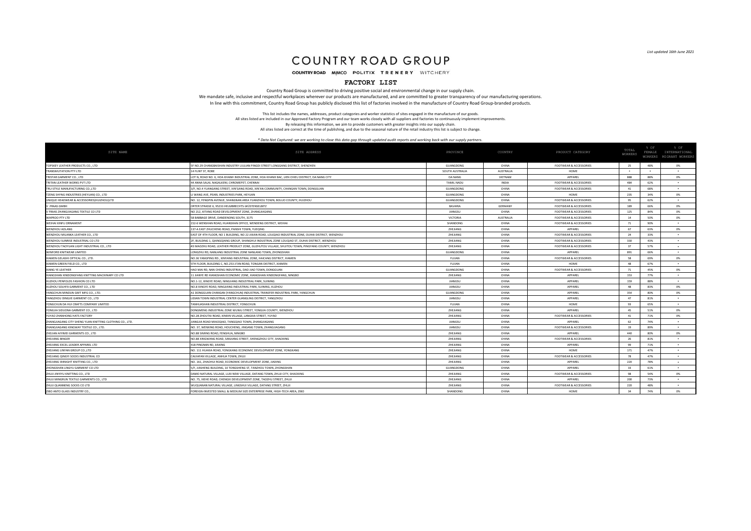*List updated 16th June 2021*

# COUNTRY ROAD GROUP

COUNTRY ROAD MIMCO POLITIX TRENERY WITCHERY

## FACTORY LIST

Country Road Group is committed to driving positive social and environmental change in our supply chain.
We mandate safe, inclusive and respectful workplaces wherever our products are manufactured, and are committed to greater transparency of our manufacturing operations.
In line with this commitment, Country Road Group has publicly disclosed this list of factories involved in the manufacture of Country Road Group-branded products.

This list includes the names, addresses, product categories and worker statistics of sites engaged in the manufacture of our goods.
All sites listed are included in our Approved Factory Program and our team works closely with all suppliers and factories to continuously implement improvements.
By releasing this information, we aim to provide customers with greater insights into our supply chain.
All sites listed are correct at the time of publishing, and due to the seasonal nature of the retail industry this list is subject to change.

*\* Data Not Captured: we are working to close this data gap through updated audit reports and working back with our supply partners.*

| SITE NAME | SITE ADDRESS | PROVINCE | COUNTRY | PRODUCT CATEGORY | TOTAL WORKERS | % OF FEMALE WORKERS | % OF INTERNATIONAL MIGRANT WORKERS |
|---|---|---|---|---|---|---|---|
| TOPSKEY LEATHER PRODUCTS CO., LTD | 5F NO.29 CHANGBAISHAN INDUSTRY LIULIAN PINGDI STREET LONGGANG DISTRICT, SHENZHEN | GUANGDONG | CHINA | FOOTWEAR & ACCESSORIES | 25 | 48% | 0% |
| TRANSMUTATION PTY LTD | 14 FLINT ST, ROBE | SOUTH AUSTRALIA | AUSTRALIA | HOME | * | * | * |
| TRISTAR GARMENT CO., LTD | LOT N, ROAD NO. 6, HOA KHANH INDUSTRIAL ZONE, HOA KHANH BAC, LIEN CHIEU DISTRICT, DA NANG CITY | DA NANG | VIETNAM | APPAREL | 888 | 88% | 0% |
| TRITAN LEATHER WORKS PVT LTD | 44 ANNA SALAI, NAGALKENI, CHROMEPET, CHENNAI | TAMIL NADU | INDIA | FOOTWEAR & ACCESSORIES | 484 | 62% | * |
| TRU-STYLE MANUFACTURING CO.,LTD | 3/F, NO.4 YUANGANG STREET, XIN'GANG ROAD, XIN'AN COMMUNITY, CHANGAN TOWN, DONGGUAN | GUANGDONG | CHINA | FOOTWEAR & ACCESSORIES | 41 | 68% | * |
| TZENG SHYNG INDUSTRIES (HEYUAN) CO., LTD | LI WANG AVE, PEARL INDUSTRIES PARK, HEYUAN | GUANGDONG | CHINA | HOME | 235 | 34% | 0% |
| UNIQUE HEADWEAR & ACCESSORIES(HUIZHOU)LTD | NO. 12, FENGPIN AVENUE, SHANGNAN AREA YUANZHOU TOWN, BOLUO COUNTY, HUIZHOU | GUANGDONG | CHINA | FOOTWEAR & ACCESSORIES | 95 | 62% | * |
| V .FRAAS GMBH | ORTER STRASSE 6, 95233 HELMBRECHTS-WÜSTENSELBITZ | BAVARIA | GERMANY | FOOTWEAR & ACCESSORIES | 189 | 66% | 0% |
| V FRAAS ZHANGJIAGANG TEXTILE CO LTD | NO 212, XITANG ROAD DEVELOPMENT ZONE, ZHANGJIAGANG | JIANGSU | CHINA | FOOTWEAR & ACCESSORIES | 125 | 84% | 0% |
| WAPROD PTY LTD | 58 BABBAGE DRIVE, DANDENONG SOUTH, 3175 | VICTORIA | AUSTRALIA | FOOTWEAR & ACCESSORIES | 14 | 50% | 0% |
| WEIHAI XINFU ORNAMENT | 152-6 WENSHAN ROAD, HUANSHAN OFFICE, WENDENG DISTRICT, WEIHAI | SHANDONG | CHINA | FOOTWEAR & ACCESSORIES | 71 | 90% | * |
| WENZHOU AOLANG | 137-A EAST ZHUCHENG ROAD, PANSHI TOWN, YUEQING | ZHEJIANG | CHINA | APPAREL | 67 | 63% | 0% |
| WENZHOU MILANKA LEATHER CO., LTD | EAST OF 4TH FLOOR, NO 1 BUILDING, NO 22 JIXIAN ROAD, LOUQIAO INDUSTRIAL ZONE, OUHAI DISTRICT, WENZHOU | ZHEJIANG | CHINA | FOOTWEAR & ACCESSORIES | 24 | 33% | * |
| WENZHOU SUNRISE INDUSTRIAL CO LTD | 2F, BUILDING 1, QIANGQIANG GROUP, SHANGHUI INDUSTRIAL ZONE LOUQIAO ST, OUHAI DISTRICT, WENZHOU | ZHEJIANG | CHINA | FOOTWEAR & ACCESSORIES | 330 | 43% | * |
| WENZHOU TAOYUAN LIGHT INDUSTRIAL CO., LTD | #3 MAOZHU ROAD, LEATHER PRODUCT ZONE, GUZHUTOU VILLAGE, SHUITOU TOWN, PINGYANG COUNTY, WENZHOU | ZHEJIANG | CHINA | FOOTWEAR & ACCESSORIES | 37 | 57% | * |
| WINFORD KNITWEAR LIMITED | LONGZHU RD, NANLANG INDUSTRIAL ZONE NANLANG TOWN, ZHONGSHAN | GUANGDONG | CHINA | APPAREL | 891 | 66% | * |
| XIAMEN GELASHI OPTICAL CO., LTD. | NO.36 YANGPING RD., XINYANG INDUSTRIAL ZONE, HAICANG DISTRICT, XIAMEN | FUJIAN | CHINA | FOOTWEAR & ACCESSORIES | 58 | 69% | 0% |
| XIAMEN GREEN FIELD CO., LTD | 5TH FLOOR, BUILDING C, NO.253 JI'AN ROAD, TONGAN DISTRICT, XIAMEN | FUJIAN | CHINA | HOME | 48 | 67% | * |
| XIANG YE LEATHER | HAO MAI RD, NAN CHENG INDUSTRIAL, DAO JIAO TOWN, DONGGUAN | GUANGDONG | CHINA | FOOTWEAR & ACCESSORIES | 71 | 45% | 0% |
| XIANGSHAN XINDONGFANG KNITTING MACHINARY CO LTD | 11 JIANYE RD XIANGSHAN ECONOMIC ZONE, XIANGSHAN XINDONGFANG, NINGBO | ZHEJIANG | CHINA | APPAREL | 153 | 77% | * |
| XUZHOU PENFOLDS FASHION CO LTD | NO.1-12, XINGYE ROAD, NINGJIANG INDUSTRIAL PARK, SUINING | JIANGSU | CHINA | APPAREL | 159 | 88% | * |
| XUZHOU SOLHFA GARMENT CO., LTD | NO.8 XINGYE ROAD, NINGJIANG INDUSTRIAL PARK, SUINING, XUZHOU | JIANGSU | CHINA | APPAREL | 48 | 83% | 0% |
| YANGCHUN MINDUN GMT MFG CO., LTD. | A1 DONGGUAN CHANGAN (YANGCHUN) INDUSTRIAL TRANSFER INDUSTRIAL PARK, YANGCHUN | GUANGDONG | CHINA | APPAREL | 354 | 80% | 0% |
| YANGZHOU DINGJIE GARMENT CO., LTD | LIDIAN TOWN INDUSTRIAL CENTER GUANGLING DISTRICT, YANGZHOU | JIANGSU | CHINA | APPAREL | 47 | 81% | * |
| YONGCHUN DA HUI CRAFTS COMPANY LIMITED | TANHUASHAN INDUSTRIAL DISTRICT, YONGCHUN | FUJIAN | CHINA | HOME | 93 | 65% | * |
| YONGJIA SIDUONA GARMENT CO., LTD | DONGMENG INDUSTRIAL ZONE WUNIU STREET, YONGJIA COUNTY, WENZHOU | ZHEJIANG | CHINA | APPAREL | 45 | 51% | 0% |
| YUYAO ZHANHONG HATS FACTORY | NO.28 ZHOUTAI ROAD, XINXIN VILLAGE, LANGXIA STREET, YUYAO | ZHEJIANG | CHINA | FOOTWEAR & ACCESSORIES | 41 | 71% | 0% |
| ZHANGJIAGANG CITY SHENG YUAN KNITTING CLOTHING CO., LTD. | JIANGJIA ROAD MIAOQIAO, TANGQIAO TOWN, ZHANGJIAGANG | JIANGSU | CHINA | APPAREL | 62 | 74% | * |
| ZHANGJIAGANG KINGWAY TEXTILE CO., LTD. | NO. 37, WENXING ROAD, HOUCHENG, JINGANG TOWN, ZHANGJIAGANG | JIANGSU | CHINA | FOOTWEAR & ACCESSORIES | 19 | 89% | * |
| ZHEJIAN AIYIMEI GARMENTS CO., LTD | NO.88 SIMING ROAD, FENGHUA, NINGBO | ZHEJIANG | CHINA | APPAREL | 440 | 80% | 0% |
| ZHEJIANG BINGER | NO.88 XINGWANG ROAD, SANJIANG STREET, SHENGZHOU CITY, SHAOXING | ZHEJIANG | CHINA | FOOTWEAR & ACCESSORIES | 26 | 81% | * |
| ZHEJIANG EXCEL-LEADER APPAREL LTD | 418 PINGNAN RD, JIAXING | ZHEJIANG | CHINA | APPAREL | 99 | 71% | * |
| ZHEJIANG LINYAN GROUP CO.,LTD | NO. 111 HUAXIA ROAD, YONGKANG ECONOMIC DEVELOPMENT ZONE, YONGKANG | ZHEJIANG | CHINA | HOME | 171 | 47% | * |
| ZHEJIANG QINGYI SOCKS INDUSTRIAL CO | CAIJIAFAN VILLAGE, ANHUA TOWN, ZHUJI | ZHEJIANG | CHINA | FOOTWEAR & ACCESSORIES | 78 | 47% | * |
| ZHEJIANG WINIGHT KNITTING CO., LTD | NO. 161, ZHAOHUI ROAD, ECONOMIC DEVELOPMENT ZONE, JIAXING | ZHEJIANG | CHINA | APPAREL | 220 | 78% | * |
| ZHONGSHAN LINGYU GARMENT CO LTD | 5/F, JIASHENG BUILDING, 10 TONGSHENG ST, TANZHOU TOWN, ZHONGSHAN | GUANGDONG | CHINA | APPAREL | 33 | 61% | * |
| ZHUJI JINYIYU KNITTING CO., LTD | DAMO NATURAL VILLAGE, LUXI NEW VILLAGE, DATANG TOWN, ZHUJI CITY, SHAOXING | ZHEJIANG | CHINA | FOOTWEAR & ACCESSORIES | 98 | 54% | 0% |
| ZHUJI MINGRUN TEXTILE GARMENTS CO., LTD | NO. 75, XIEHE ROAD, CHENGXI DEVELOPMENT ZONE, TAOZHU STREET, ZHUJI | ZHEJIANG | CHINA | APPAREL | 200 | 73% | * |
| ZHUJI QUANNENG SOCKS CO LTD | WUQUANAN NATURAL VILLAGE, LINGSHUI VILLAGE, DATANG STREET, ZHUJI | ZHEJIANG | CHINA | FOOTWEAR & ACCESSORIES | 220 | 48% | * |
| ZIBO ANTO GLASS INDUSTRY CO., | FOREIGN-INVESTED SMALL & MEDIUM SIZE ENTERPRISE PARK, HIGH-TECH AREA, ZIBO | SHANDONG | CHINA | HOME | 34 | 74% | 0% |